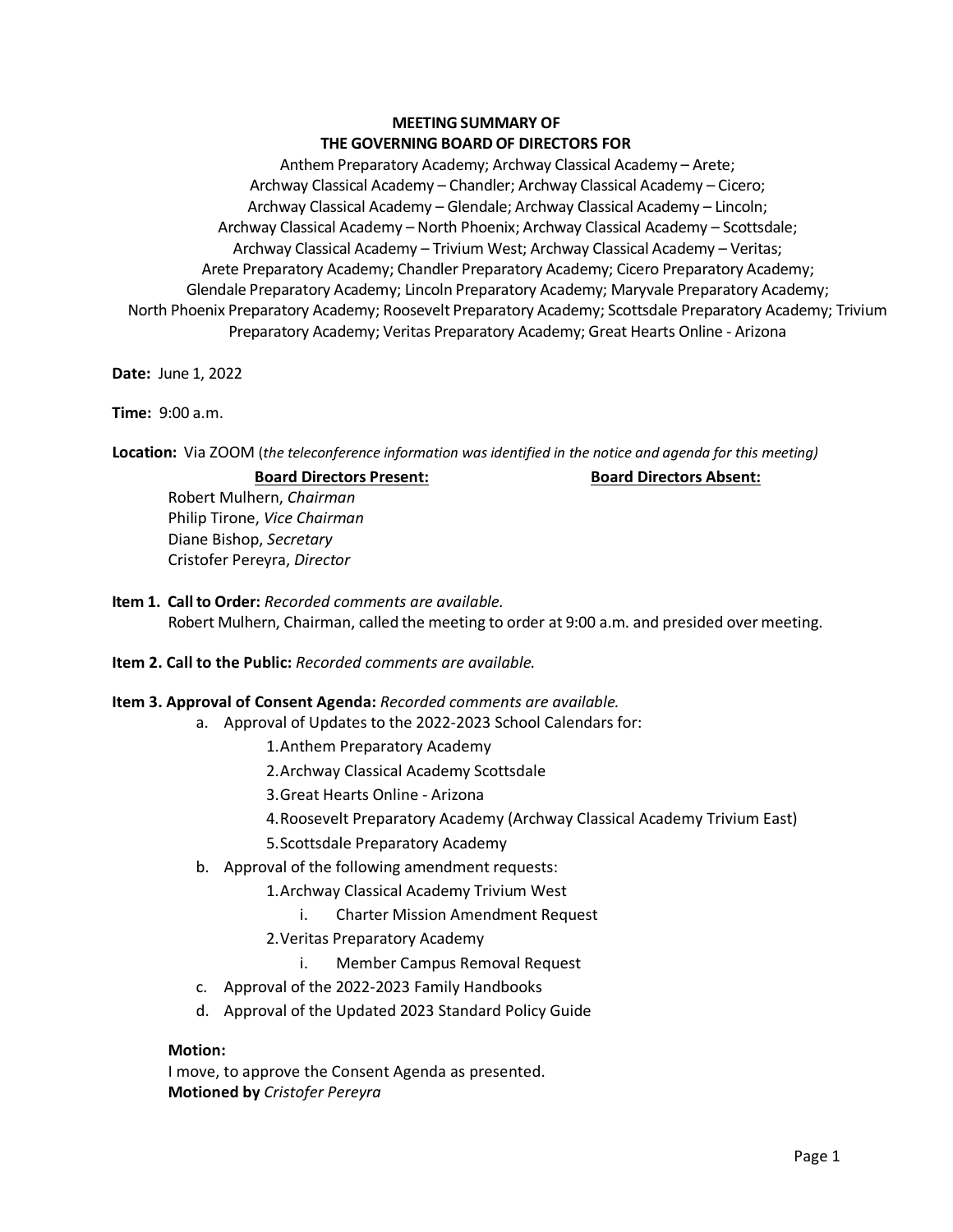**MEETING SUMMARY OF**
**THE GOVERNING BOARD OF DIRECTORS FOR**

Anthem Preparatory Academy; Archway Classical Academy – Arete; Archway Classical Academy – Chandler; Archway Classical Academy – Cicero; Archway Classical Academy – Glendale; Archway Classical Academy – Lincoln; Archway Classical Academy – North Phoenix; Archway Classical Academy – Scottsdale; Archway Classical Academy – Trivium West; Archway Classical Academy – Veritas; Arete Preparatory Academy; Chandler Preparatory Academy; Cicero Preparatory Academy; Glendale Preparatory Academy; Lincoln Preparatory Academy; Maryvale Preparatory Academy; North Phoenix Preparatory Academy; Roosevelt Preparatory Academy; Scottsdale Preparatory Academy; Trivium Preparatory Academy; Veritas Preparatory Academy; Great Hearts Online - Arizona

**Date:** June 1, 2022

**Time:** 9:00 a.m.

**Location:** Via ZOOM (*the teleconference information was identified in the notice and agenda for this meeting)*

| **Board Directors Present:** | **Board Directors Absent:** |
|---|---|
| Robert Mulhern, *Chairman* | |
| Philip Tirone, *Vice Chairman* | |
| Diane Bishop, *Secretary* | |
| Cristofer Pereyra, *Director* | |

**Item 1. Call to Order:** *Recorded comments are available.*
Robert Mulhern, Chairman, called the meeting to order at 9:00 a.m. and presided over meeting.

**Item 2. Call to the Public:** *Recorded comments are available.*

**Item 3. Approval of Consent Agenda:** *Recorded comments are available.*

a. Approval of Updates to the 2022-2023 School Calendars for:
   1. Anthem Preparatory Academy
   2. Archway Classical Academy Scottsdale
   3. Great Hearts Online - Arizona
   4. Roosevelt Preparatory Academy (Archway Classical Academy Trivium East)
   5. Scottsdale Preparatory Academy

b. Approval of the following amendment requests:
   1. Archway Classical Academy Trivium West
      i. Charter Mission Amendment Request
   2. Veritas Preparatory Academy
      i. Member Campus Removal Request

c. Approval of the 2022-2023 Family Handbooks

d. Approval of the Updated 2023 Standard Policy Guide

**Motion:**
I move, to approve the Consent Agenda as presented.
**Motioned by** *Cristofer Pereyra*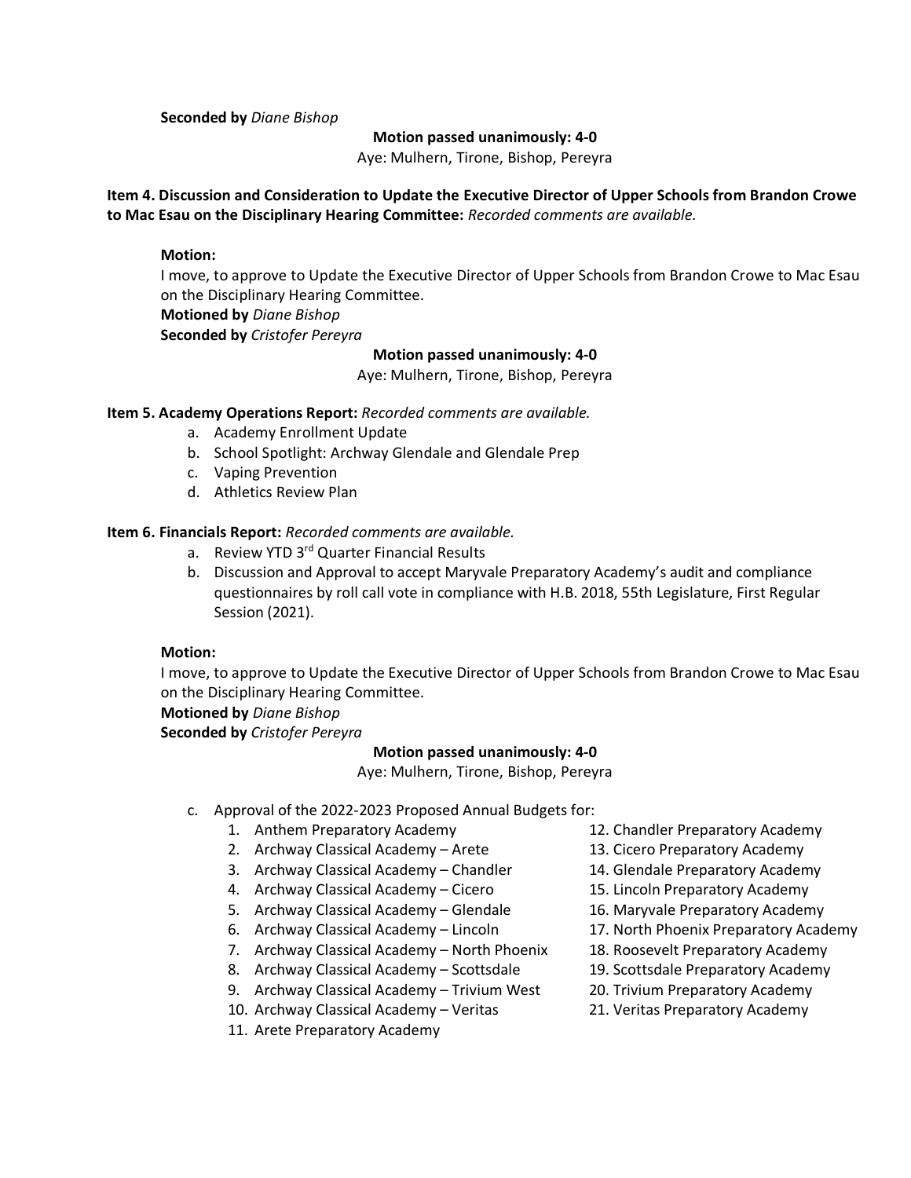**Seconded by** *Diane Bishop*

**Motion passed unanimously: 4-0**
Aye: Mulhern, Tirone, Bishop, Pereyra

**Item 4. Discussion and Consideration to Update the Executive Director of Upper Schools from Brandon Crowe to Mac Esau on the Disciplinary Hearing Committee:** *Recorded comments are available.*

**Motion:**
I move, to approve to Update the Executive Director of Upper Schools from Brandon Crowe to Mac Esau on the Disciplinary Hearing Committee.
**Motioned by** *Diane Bishop*
**Seconded by** *Cristofer Pereyra*

**Motion passed unanimously: 4-0**
Aye: Mulhern, Tirone, Bishop, Pereyra

**Item 5. Academy Operations Report:** *Recorded comments are available.*

a. Academy Enrollment Update
b. School Spotlight: Archway Glendale and Glendale Prep
c. Vaping Prevention
d. Athletics Review Plan

**Item 6. Financials Report:** *Recorded comments are available.*

a. Review YTD 3rd Quarter Financial Results
b. Discussion and Approval to accept Maryvale Preparatory Academy's audit and compliance questionnaires by roll call vote in compliance with H.B. 2018, 55th Legislature, First Regular Session (2021).

**Motion:**
I move, to approve to Update the Executive Director of Upper Schools from Brandon Crowe to Mac Esau on the Disciplinary Hearing Committee.
**Motioned by** *Diane Bishop*
**Seconded by** *Cristofer Pereyra*

**Motion passed unanimously: 4-0**
Aye: Mulhern, Tirone, Bishop, Pereyra

c. Approval of the 2022-2023 Proposed Annual Budgets for:
1. Anthem Preparatory Academy
2. Archway Classical Academy – Arete
3. Archway Classical Academy – Chandler
4. Archway Classical Academy – Cicero
5. Archway Classical Academy – Glendale
6. Archway Classical Academy – Lincoln
7. Archway Classical Academy – North Phoenix
8. Archway Classical Academy – Scottsdale
9. Archway Classical Academy – Trivium West
10. Archway Classical Academy – Veritas
11. Arete Preparatory Academy
12. Chandler Preparatory Academy
13. Cicero Preparatory Academy
14. Glendale Preparatory Academy
15. Lincoln Preparatory Academy
16. Maryvale Preparatory Academy
17. North Phoenix Preparatory Academy
18. Roosevelt Preparatory Academy
19. Scottsdale Preparatory Academy
20. Trivium Preparatory Academy
21. Veritas Preparatory Academy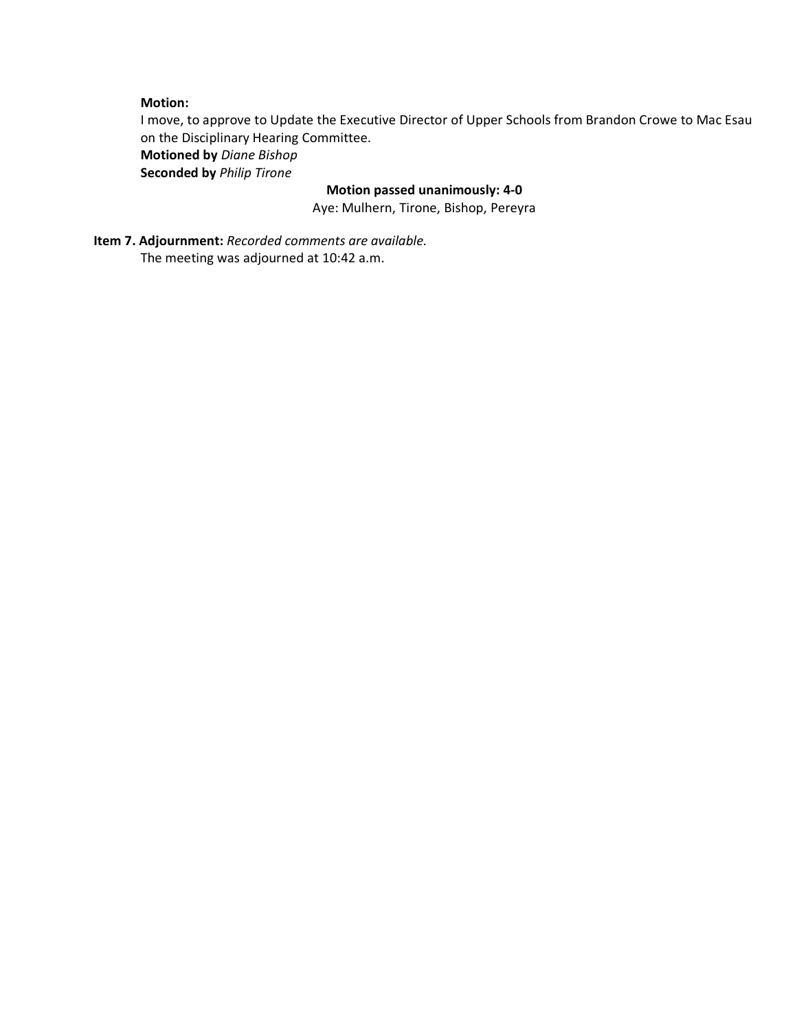**Motion:**

I move, to approve to Update the Executive Director of Upper Schools from Brandon Crowe to Mac Esau on the Disciplinary Hearing Committee.

**Motioned by** *Diane Bishop*

**Seconded by** *Philip Tirone*

**Motion passed unanimously: 4-0**

Aye: Mulhern, Tirone, Bishop, Pereyra

**Item 7. Adjournment:** *Recorded comments are available.*

The meeting was adjourned at 10:42 a.m.